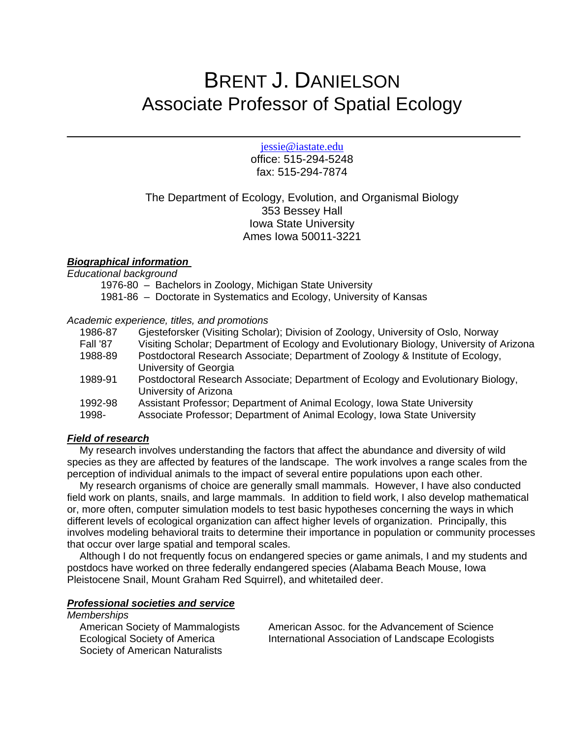# BRENT J. DANIELSON
## Associate Professor of Spatial Ecology

---

jessie@iastate.edu
office: 515-294-5248
fax: 515-294-7874

The Department of Ecology, Evolution, and Organismal Biology
353 Bessey Hall
Iowa State University
Ames Iowa 50011-3221

### ***Biographical information***

*Educational background*

- 1976-80 – Bachelors in Zoology, Michigan State University
- 1981-86 – Doctorate in Systematics and Ecology, University of Kansas

*Academic experience, titles, and promotions*

| | |
|---|---|
| 1986-87 | Gjesteforsker (Visiting Scholar); Division of Zoology, University of Oslo, Norway |
| Fall '87 | Visiting Scholar; Department of Ecology and Evolutionary Biology, University of Arizona |
| 1988-89 | Postdoctoral Research Associate; Department of Zoology & Institute of Ecology, University of Georgia |
| 1989-91 | Postdoctoral Research Associate; Department of Ecology and Evolutionary Biology, University of Arizona |
| 1992-98 | Assistant Professor; Department of Animal Ecology, Iowa State University |
| 1998- | Associate Professor; Department of Animal Ecology, Iowa State University |

### ***Field of research***

My research involves understanding the factors that affect the abundance and diversity of wild species as they are affected by features of the landscape. The work involves a range scales from the perception of individual animals to the impact of several entire populations upon each other.

My research organisms of choice are generally small mammals. However, I have also conducted field work on plants, snails, and large mammals. In addition to field work, I also develop mathematical or, more often, computer simulation models to test basic hypotheses concerning the ways in which different levels of ecological organization can affect higher levels of organization. Principally, this involves modeling behavioral traits to determine their importance in population or community processes that occur over large spatial and temporal scales.

Although I do not frequently focus on endangered species or game animals, I and my students and postdocs have worked on three federally endangered species (Alabama Beach Mouse, Iowa Pleistocene Snail, Mount Graham Red Squirrel), and whitetailed deer.

### ***Professional societies and service***

*Memberships*

- American Society of Mammalogists
- Ecological Society of America
- Society of American Naturalists
- American Assoc. for the Advancement of Science
- International Association of Landscape Ecologists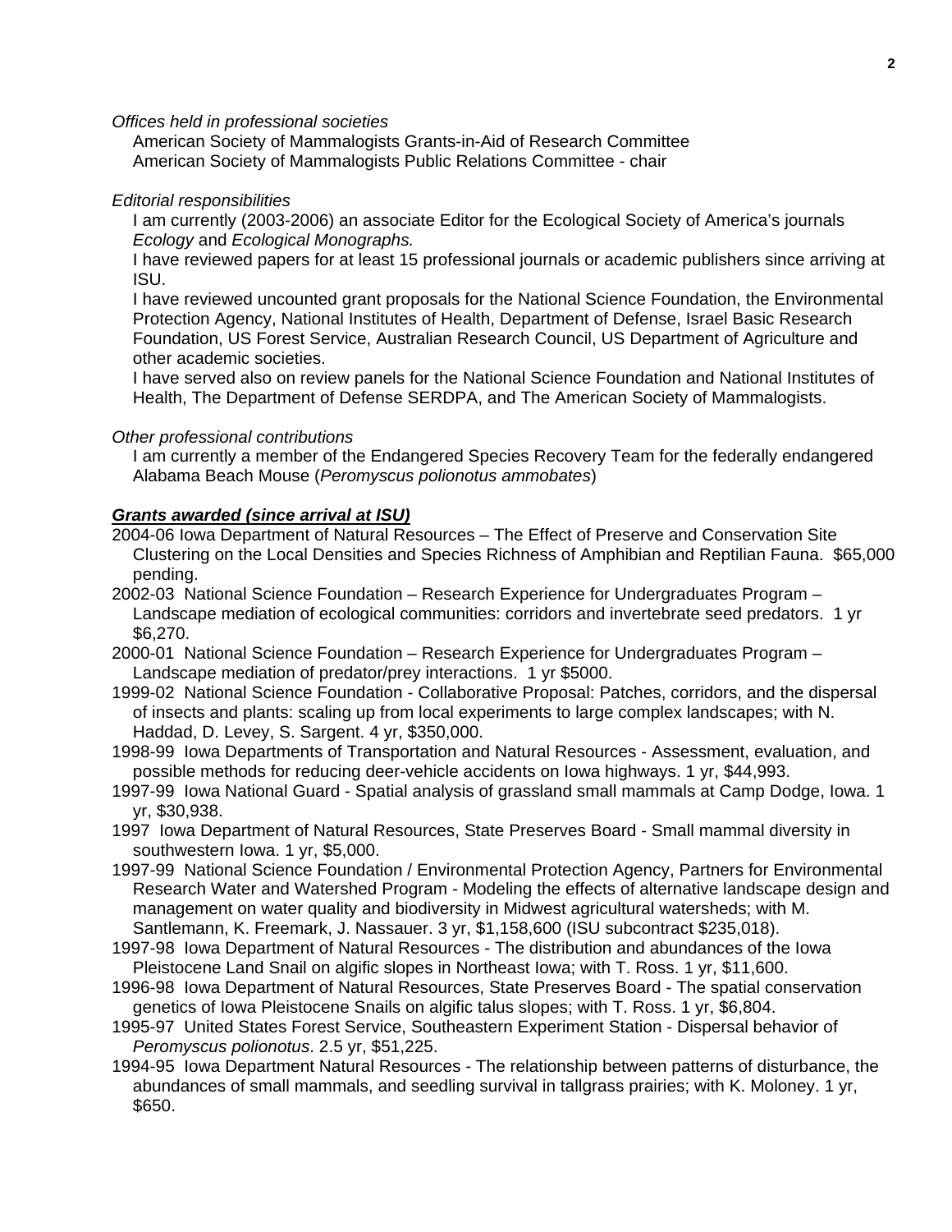*Offices held in professional societies*

American Society of Mammalogists Grants-in-Aid of Research Committee
American Society of Mammalogists Public Relations Committee - chair

*Editorial responsibilities*

I am currently (2003-2006) an associate Editor for the Ecological Society of America's journals *Ecology* and *Ecological Monographs.*

I have reviewed papers for at least 15 professional journals or academic publishers since arriving at ISU.

I have reviewed uncounted grant proposals for the National Science Foundation, the Environmental Protection Agency, National Institutes of Health, Department of Defense, Israel Basic Research Foundation, US Forest Service, Australian Research Council, US Department of Agriculture and other academic societies.

I have served also on review panels for the National Science Foundation and National Institutes of Health, The Department of Defense SERDPA, and The American Society of Mammalogists.

*Other professional contributions*

I am currently a member of the Endangered Species Recovery Team for the federally endangered Alabama Beach Mouse (*Peromyscus polionotus ammobates*)

***Grants awarded (since arrival at ISU)***

2004-06 Iowa Department of Natural Resources – The Effect of Preserve and Conservation Site Clustering on the Local Densities and Species Richness of Amphibian and Reptilian Fauna. $65,000 pending.

2002-03 National Science Foundation – Research Experience for Undergraduates Program – Landscape mediation of ecological communities: corridors and invertebrate seed predators. 1 yr $6,270.

2000-01 National Science Foundation – Research Experience for Undergraduates Program – Landscape mediation of predator/prey interactions. 1 yr $5000.

1999-02 National Science Foundation - Collaborative Proposal: Patches, corridors, and the dispersal of insects and plants: scaling up from local experiments to large complex landscapes; with N. Haddad, D. Levey, S. Sargent. 4 yr, $350,000.

1998-99 Iowa Departments of Transportation and Natural Resources - Assessment, evaluation, and possible methods for reducing deer-vehicle accidents on Iowa highways. 1 yr, $44,993.

1997-99 Iowa National Guard - Spatial analysis of grassland small mammals at Camp Dodge, Iowa. 1 yr, $30,938.

1997 Iowa Department of Natural Resources, State Preserves Board - Small mammal diversity in southwestern Iowa. 1 yr, $5,000.

1997-99 National Science Foundation / Environmental Protection Agency, Partners for Environmental Research Water and Watershed Program - Modeling the effects of alternative landscape design and management on water quality and biodiversity in Midwest agricultural watersheds; with M. Santlemann, K. Freemark, J. Nassauer. 3 yr, $1,158,600 (ISU subcontract $235,018).

1997-98 Iowa Department of Natural Resources - The distribution and abundances of the Iowa Pleistocene Land Snail on algific slopes in Northeast Iowa; with T. Ross. 1 yr, $11,600.

1996-98 Iowa Department of Natural Resources, State Preserves Board - The spatial conservation genetics of Iowa Pleistocene Snails on algific talus slopes; with T. Ross. 1 yr, $6,804.

1995-97 United States Forest Service, Southeastern Experiment Station - Dispersal behavior of *Peromyscus polionotus*. 2.5 yr, $51,225.

1994-95 Iowa Department Natural Resources - The relationship between patterns of disturbance, the abundances of small mammals, and seedling survival in tallgrass prairies; with K. Moloney. 1 yr, $650.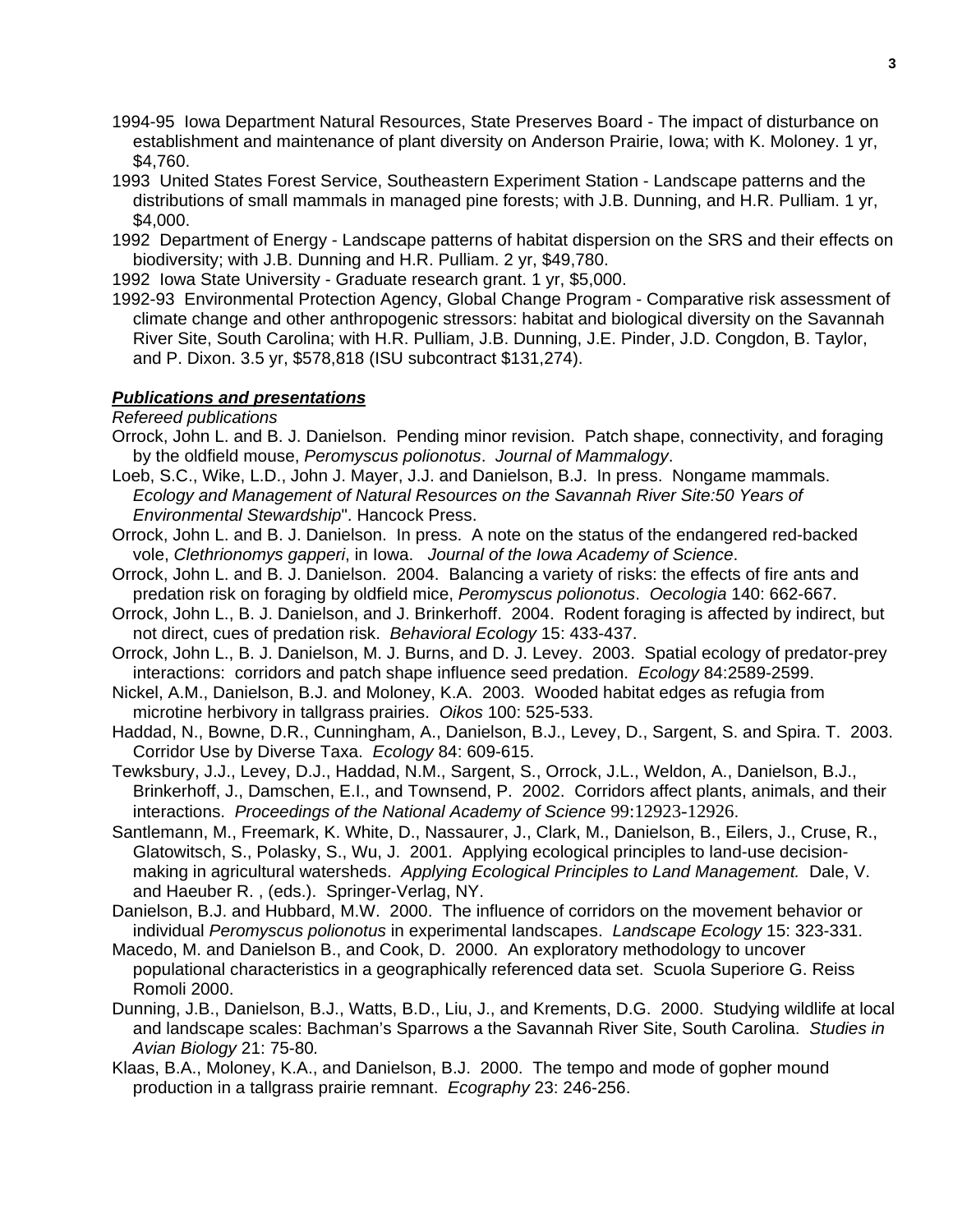1994-95 Iowa Department Natural Resources, State Preserves Board - The impact of disturbance on establishment and maintenance of plant diversity on Anderson Prairie, Iowa; with K. Moloney. 1 yr, $4,760.

1993 United States Forest Service, Southeastern Experiment Station - Landscape patterns and the distributions of small mammals in managed pine forests; with J.B. Dunning, and H.R. Pulliam. 1 yr, $4,000.

1992 Department of Energy - Landscape patterns of habitat dispersion on the SRS and their effects on biodiversity; with J.B. Dunning and H.R. Pulliam. 2 yr, $49,780.

1992 Iowa State University - Graduate research grant. 1 yr, $5,000.

1992-93 Environmental Protection Agency, Global Change Program - Comparative risk assessment of climate change and other anthropogenic stressors: habitat and biological diversity on the Savannah River Site, South Carolina; with H.R. Pulliam, J.B. Dunning, J.E. Pinder, J.D. Congdon, B. Taylor, and P. Dixon. 3.5 yr, $578,818 (ISU subcontract $131,274).

***Publications and presentations***

*Refereed publications*

Orrock, John L. and B. J. Danielson. Pending minor revision. Patch shape, connectivity, and foraging by the oldfield mouse, *Peromyscus polionotus*. *Journal of Mammalogy*.

Loeb, S.C., Wike, L.D., John J. Mayer, J.J. and Danielson, B.J. In press. Nongame mammals. *Ecology and Management of Natural Resources on the Savannah River Site:50 Years of Environmental Stewardship*". Hancock Press.

Orrock, John L. and B. J. Danielson. In press. A note on the status of the endangered red-backed vole, *Clethrionomys gapperi*, in Iowa. *Journal of the Iowa Academy of Science*.

Orrock, John L. and B. J. Danielson. 2004. Balancing a variety of risks: the effects of fire ants and predation risk on foraging by oldfield mice, *Peromyscus polionotus*. *Oecologia* 140: 662-667.

Orrock, John L., B. J. Danielson, and J. Brinkerhoff. 2004. Rodent foraging is affected by indirect, but not direct, cues of predation risk. *Behavioral Ecology* 15: 433-437.

Orrock, John L., B. J. Danielson, M. J. Burns, and D. J. Levey. 2003. Spatial ecology of predator-prey interactions: corridors and patch shape influence seed predation. *Ecology* 84:2589-2599.

Nickel, A.M., Danielson, B.J. and Moloney, K.A. 2003. Wooded habitat edges as refugia from microtine herbivory in tallgrass prairies. *Oikos* 100: 525-533.

Haddad, N., Bowne, D.R., Cunningham, A., Danielson, B.J., Levey, D., Sargent, S. and Spira. T. 2003. Corridor Use by Diverse Taxa. *Ecology* 84: 609-615.

Tewksbury, J.J., Levey, D.J., Haddad, N.M., Sargent, S., Orrock, J.L., Weldon, A., Danielson, B.J., Brinkerhoff, J., Damschen, E.I., and Townsend, P. 2002. Corridors affect plants, animals, and their interactions. *Proceedings of the National Academy of Science* 99:12923-12926.

Santlemann, M., Freemark, K. White, D., Nassaurer, J., Clark, M., Danielson, B., Eilers, J., Cruse, R., Glatowitsch, S., Polasky, S., Wu, J. 2001. Applying ecological principles to land-use decision-making in agricultural watersheds. *Applying Ecological Principles to Land Management.* Dale, V. and Haeuber R. , (eds.). Springer-Verlag, NY.

Danielson, B.J. and Hubbard, M.W. 2000. The influence of corridors on the movement behavior or individual *Peromyscus polionotus* in experimental landscapes. *Landscape Ecology* 15: 323-331.

Macedo, M. and Danielson B., and Cook, D. 2000. An exploratory methodology to uncover populational characteristics in a geographically referenced data set. Scuola Superiore G. Reiss Romoli 2000.

Dunning, J.B., Danielson, B.J., Watts, B.D., Liu, J., and Krements, D.G. 2000. Studying wildlife at local and landscape scales: Bachman's Sparrows a the Savannah River Site, South Carolina. *Studies in Avian Biology* 21: 75-80*.*

Klaas, B.A., Moloney, K.A., and Danielson, B.J. 2000. The tempo and mode of gopher mound production in a tallgrass prairie remnant. *Ecography* 23: 246-256.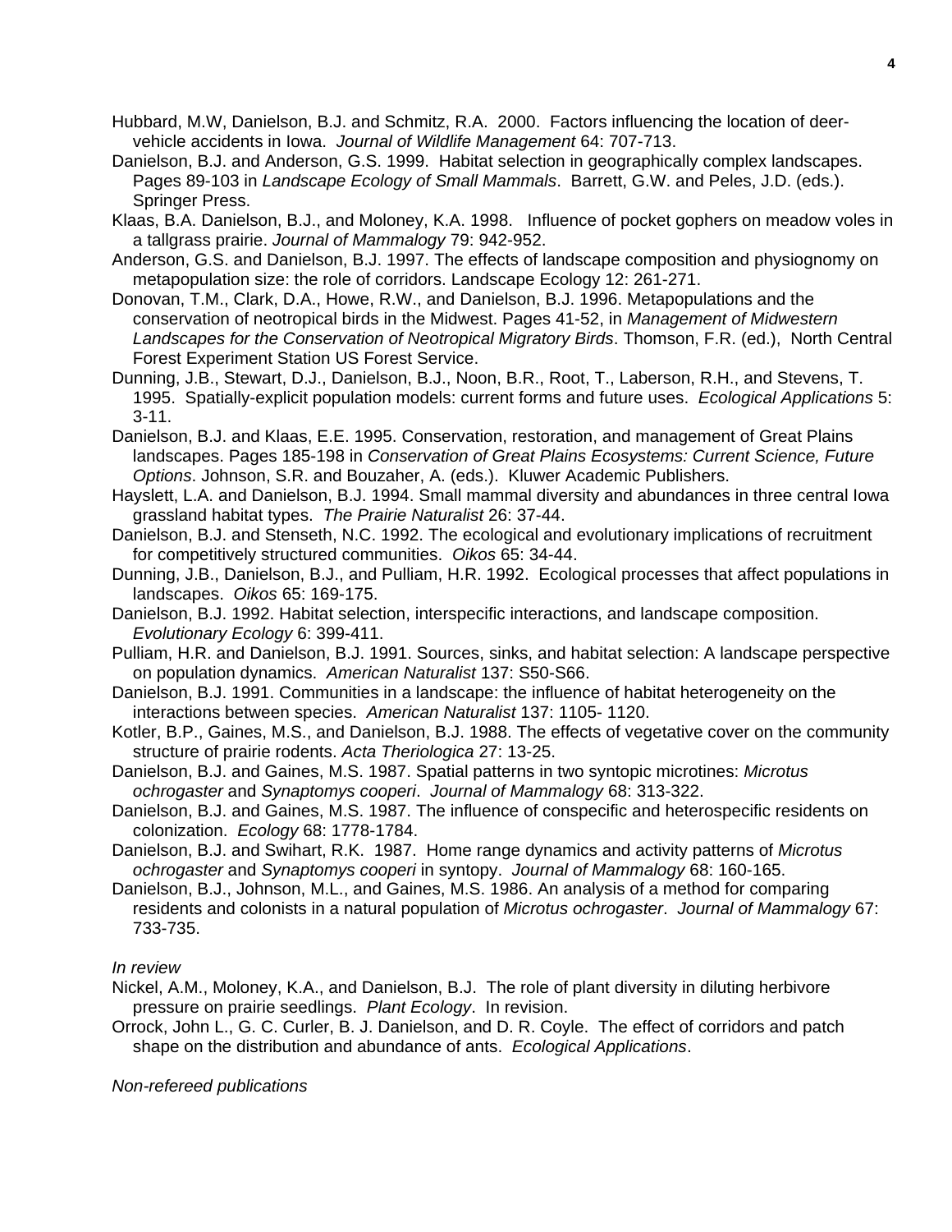Hubbard, M.W, Danielson, B.J. and Schmitz, R.A. 2000. Factors influencing the location of deer-vehicle accidents in Iowa. *Journal of Wildlife Management* 64: 707-713.

Danielson, B.J. and Anderson, G.S. 1999. Habitat selection in geographically complex landscapes. Pages 89-103 in *Landscape Ecology of Small Mammals*. Barrett, G.W. and Peles, J.D. (eds.). Springer Press.

Klaas, B.A. Danielson, B.J., and Moloney, K.A. 1998. Influence of pocket gophers on meadow voles in a tallgrass prairie. *Journal of Mammalogy* 79: 942-952.

Anderson, G.S. and Danielson, B.J. 1997. The effects of landscape composition and physiognomy on metapopulation size: the role of corridors. Landscape Ecology 12: 261-271.

Donovan, T.M., Clark, D.A., Howe, R.W., and Danielson, B.J. 1996. Metapopulations and the conservation of neotropical birds in the Midwest. Pages 41-52, in *Management of Midwestern Landscapes for the Conservation of Neotropical Migratory Birds*. Thomson, F.R. (ed.), North Central Forest Experiment Station US Forest Service.

Dunning, J.B., Stewart, D.J., Danielson, B.J., Noon, B.R., Root, T., Laberson, R.H., and Stevens, T. 1995. Spatially-explicit population models: current forms and future uses. *Ecological Applications* 5: 3-11.

Danielson, B.J. and Klaas, E.E. 1995. Conservation, restoration, and management of Great Plains landscapes. Pages 185-198 in *Conservation of Great Plains Ecosystems: Current Science, Future Options*. Johnson, S.R. and Bouzaher, A. (eds.). Kluwer Academic Publishers.

Hayslett, L.A. and Danielson, B.J. 1994. Small mammal diversity and abundances in three central Iowa grassland habitat types. *The Prairie Naturalist* 26: 37-44.

Danielson, B.J. and Stenseth, N.C. 1992. The ecological and evolutionary implications of recruitment for competitively structured communities. *Oikos* 65: 34-44.

Dunning, J.B., Danielson, B.J., and Pulliam, H.R. 1992. Ecological processes that affect populations in landscapes. *Oikos* 65: 169-175.

Danielson, B.J. 1992. Habitat selection, interspecific interactions, and landscape composition. *Evolutionary Ecology* 6: 399-411.

Pulliam, H.R. and Danielson, B.J. 1991. Sources, sinks, and habitat selection: A landscape perspective on population dynamics. *American Naturalist* 137: S50-S66.

Danielson, B.J. 1991. Communities in a landscape: the influence of habitat heterogeneity on the interactions between species. *American Naturalist* 137: 1105- 1120.

Kotler, B.P., Gaines, M.S., and Danielson, B.J. 1988. The effects of vegetative cover on the community structure of prairie rodents. *Acta Theriologica* 27: 13-25.

Danielson, B.J. and Gaines, M.S. 1987. Spatial patterns in two syntopic microtines: *Microtus ochrogaster* and *Synaptomys cooperi*. *Journal of Mammalogy* 68: 313-322.

Danielson, B.J. and Gaines, M.S. 1987. The influence of conspecific and heterospecific residents on colonization. *Ecology* 68: 1778-1784.

Danielson, B.J. and Swihart, R.K. 1987. Home range dynamics and activity patterns of *Microtus ochrogaster* and *Synaptomys cooperi* in syntopy. *Journal of Mammalogy* 68: 160-165.

Danielson, B.J., Johnson, M.L., and Gaines, M.S. 1986. An analysis of a method for comparing residents and colonists in a natural population of *Microtus ochrogaster*. *Journal of Mammalogy* 67: 733-735.

*In review*

Nickel, A.M., Moloney, K.A., and Danielson, B.J. The role of plant diversity in diluting herbivore pressure on prairie seedlings. *Plant Ecology*. In revision.

Orrock, John L., G. C. Curler, B. J. Danielson, and D. R. Coyle. The effect of corridors and patch shape on the distribution and abundance of ants. *Ecological Applications*.

*Non-refereed publications*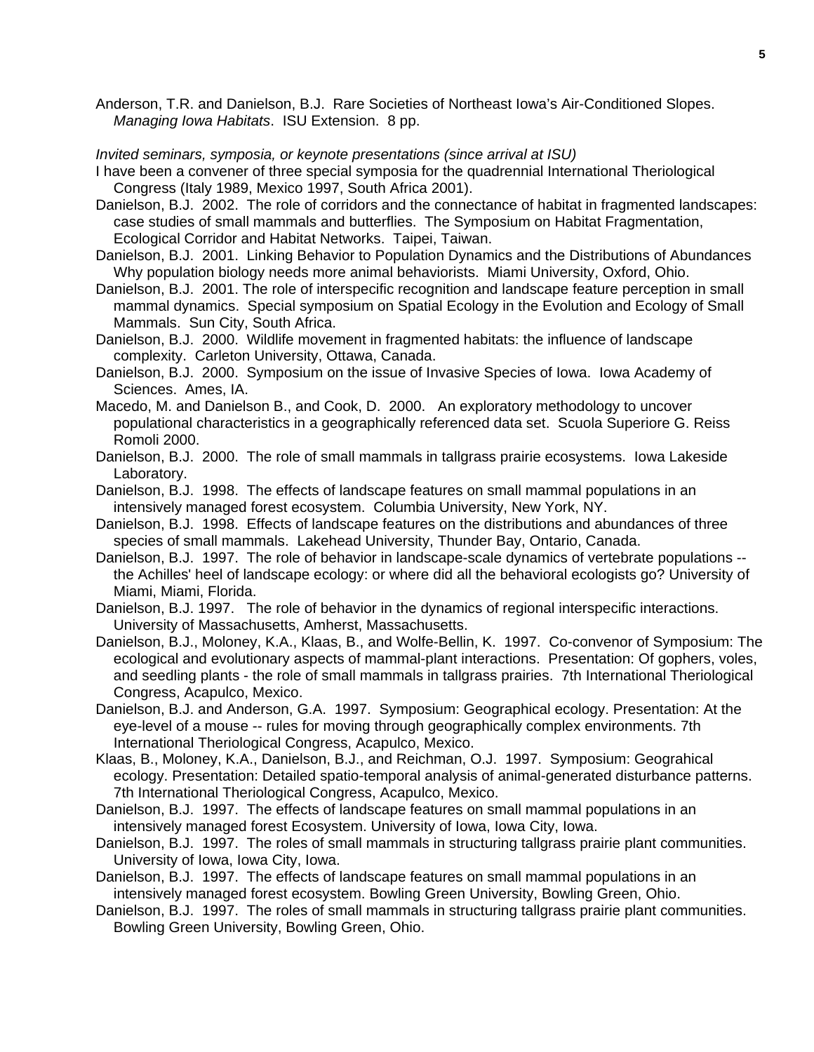Anderson, T.R. and Danielson, B.J. Rare Societies of Northeast Iowa's Air-Conditioned Slopes. *Managing Iowa Habitats*. ISU Extension. 8 pp.

*Invited seminars, symposia, or keynote presentations (since arrival at ISU)*

I have been a convener of three special symposia for the quadrennial International Theriological Congress (Italy 1989, Mexico 1997, South Africa 2001).

Danielson, B.J. 2002. The role of corridors and the connectance of habitat in fragmented landscapes: case studies of small mammals and butterflies. The Symposium on Habitat Fragmentation, Ecological Corridor and Habitat Networks. Taipei, Taiwan.

Danielson, B.J. 2001. Linking Behavior to Population Dynamics and the Distributions of Abundances Why population biology needs more animal behaviorists. Miami University, Oxford, Ohio.

Danielson, B.J. 2001. The role of interspecific recognition and landscape feature perception in small mammal dynamics. Special symposium on Spatial Ecology in the Evolution and Ecology of Small Mammals. Sun City, South Africa.

Danielson, B.J. 2000. Wildlife movement in fragmented habitats: the influence of landscape complexity. Carleton University, Ottawa, Canada.

Danielson, B.J. 2000. Symposium on the issue of Invasive Species of Iowa. Iowa Academy of Sciences. Ames, IA.

Macedo, M. and Danielson B., and Cook, D. 2000. An exploratory methodology to uncover populational characteristics in a geographically referenced data set. Scuola Superiore G. Reiss Romoli 2000.

Danielson, B.J. 2000. The role of small mammals in tallgrass prairie ecosystems. Iowa Lakeside Laboratory.

Danielson, B.J. 1998. The effects of landscape features on small mammal populations in an intensively managed forest ecosystem. Columbia University, New York, NY.

Danielson, B.J. 1998. Effects of landscape features on the distributions and abundances of three species of small mammals. Lakehead University, Thunder Bay, Ontario, Canada.

Danielson, B.J. 1997. The role of behavior in landscape-scale dynamics of vertebrate populations -- the Achilles' heel of landscape ecology: or where did all the behavioral ecologists go? University of Miami, Miami, Florida.

Danielson, B.J. 1997. The role of behavior in the dynamics of regional interspecific interactions. University of Massachusetts, Amherst, Massachusetts.

Danielson, B.J., Moloney, K.A., Klaas, B., and Wolfe-Bellin, K. 1997. Co-convenor of Symposium: The ecological and evolutionary aspects of mammal-plant interactions. Presentation: Of gophers, voles, and seedling plants - the role of small mammals in tallgrass prairies. 7th International Theriological Congress, Acapulco, Mexico.

Danielson, B.J. and Anderson, G.A. 1997. Symposium: Geographical ecology. Presentation: At the eye-level of a mouse -- rules for moving through geographically complex environments. 7th International Theriological Congress, Acapulco, Mexico.

Klaas, B., Moloney, K.A., Danielson, B.J., and Reichman, O.J. 1997. Symposium: Geograhical ecology. Presentation: Detailed spatio-temporal analysis of animal-generated disturbance patterns. 7th International Theriological Congress, Acapulco, Mexico.

Danielson, B.J. 1997. The effects of landscape features on small mammal populations in an intensively managed forest Ecosystem. University of Iowa, Iowa City, Iowa.

Danielson, B.J. 1997. The roles of small mammals in structuring tallgrass prairie plant communities. University of Iowa, Iowa City, Iowa.

Danielson, B.J. 1997. The effects of landscape features on small mammal populations in an intensively managed forest ecosystem. Bowling Green University, Bowling Green, Ohio.

Danielson, B.J. 1997. The roles of small mammals in structuring tallgrass prairie plant communities. Bowling Green University, Bowling Green, Ohio.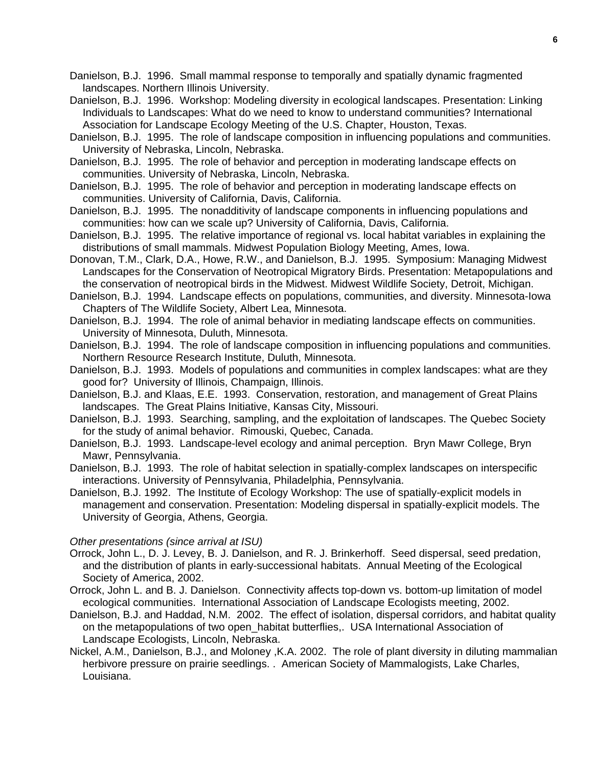Danielson, B.J. 1996. Small mammal response to temporally and spatially dynamic fragmented landscapes. Northern Illinois University.

Danielson, B.J. 1996. Workshop: Modeling diversity in ecological landscapes. Presentation: Linking Individuals to Landscapes: What do we need to know to understand communities? International Association for Landscape Ecology Meeting of the U.S. Chapter, Houston, Texas.

Danielson, B.J. 1995. The role of landscape composition in influencing populations and communities. University of Nebraska, Lincoln, Nebraska.

Danielson, B.J. 1995. The role of behavior and perception in moderating landscape effects on communities. University of Nebraska, Lincoln, Nebraska.

Danielson, B.J. 1995. The role of behavior and perception in moderating landscape effects on communities. University of California, Davis, California.

Danielson, B.J. 1995. The nonadditivity of landscape components in influencing populations and communities: how can we scale up? University of California, Davis, California.

Danielson, B.J. 1995. The relative importance of regional vs. local habitat variables in explaining the distributions of small mammals. Midwest Population Biology Meeting, Ames, Iowa.

Donovan, T.M., Clark, D.A., Howe, R.W., and Danielson, B.J. 1995. Symposium: Managing Midwest Landscapes for the Conservation of Neotropical Migratory Birds. Presentation: Metapopulations and the conservation of neotropical birds in the Midwest. Midwest Wildlife Society, Detroit, Michigan.

Danielson, B.J. 1994. Landscape effects on populations, communities, and diversity. Minnesota-Iowa Chapters of The Wildlife Society, Albert Lea, Minnesota.

Danielson, B.J. 1994. The role of animal behavior in mediating landscape effects on communities. University of Minnesota, Duluth, Minnesota.

Danielson, B.J. 1994. The role of landscape composition in influencing populations and communities. Northern Resource Research Institute, Duluth, Minnesota.

Danielson, B.J. 1993. Models of populations and communities in complex landscapes: what are they good for? University of Illinois, Champaign, Illinois.

Danielson, B.J. and Klaas, E.E. 1993. Conservation, restoration, and management of Great Plains landscapes. The Great Plains Initiative, Kansas City, Missouri.

Danielson, B.J. 1993. Searching, sampling, and the exploitation of landscapes. The Quebec Society for the study of animal behavior. Rimouski, Quebec, Canada.

Danielson, B.J. 1993. Landscape-level ecology and animal perception. Bryn Mawr College, Bryn Mawr, Pennsylvania.

Danielson, B.J. 1993. The role of habitat selection in spatially-complex landscapes on interspecific interactions. University of Pennsylvania, Philadelphia, Pennsylvania.

Danielson, B.J. 1992. The Institute of Ecology Workshop: The use of spatially-explicit models in management and conservation. Presentation: Modeling dispersal in spatially-explicit models. The University of Georgia, Athens, Georgia.

*Other presentations (since arrival at ISU)*

Orrock, John L., D. J. Levey, B. J. Danielson, and R. J. Brinkerhoff. Seed dispersal, seed predation, and the distribution of plants in early-successional habitats. Annual Meeting of the Ecological Society of America, 2002.

Orrock, John L. and B. J. Danielson. Connectivity affects top-down vs. bottom-up limitation of model ecological communities. International Association of Landscape Ecologists meeting, 2002.

Danielson, B.J. and Haddad, N.M. 2002. The effect of isolation, dispersal corridors, and habitat quality on the metapopulations of two open_habitat butterflies,. USA International Association of Landscape Ecologists, Lincoln, Nebraska.

Nickel, A.M., Danielson, B.J., and Moloney ,K.A. 2002. The role of plant diversity in diluting mammalian herbivore pressure on prairie seedlings. . American Society of Mammalogists, Lake Charles, Louisiana.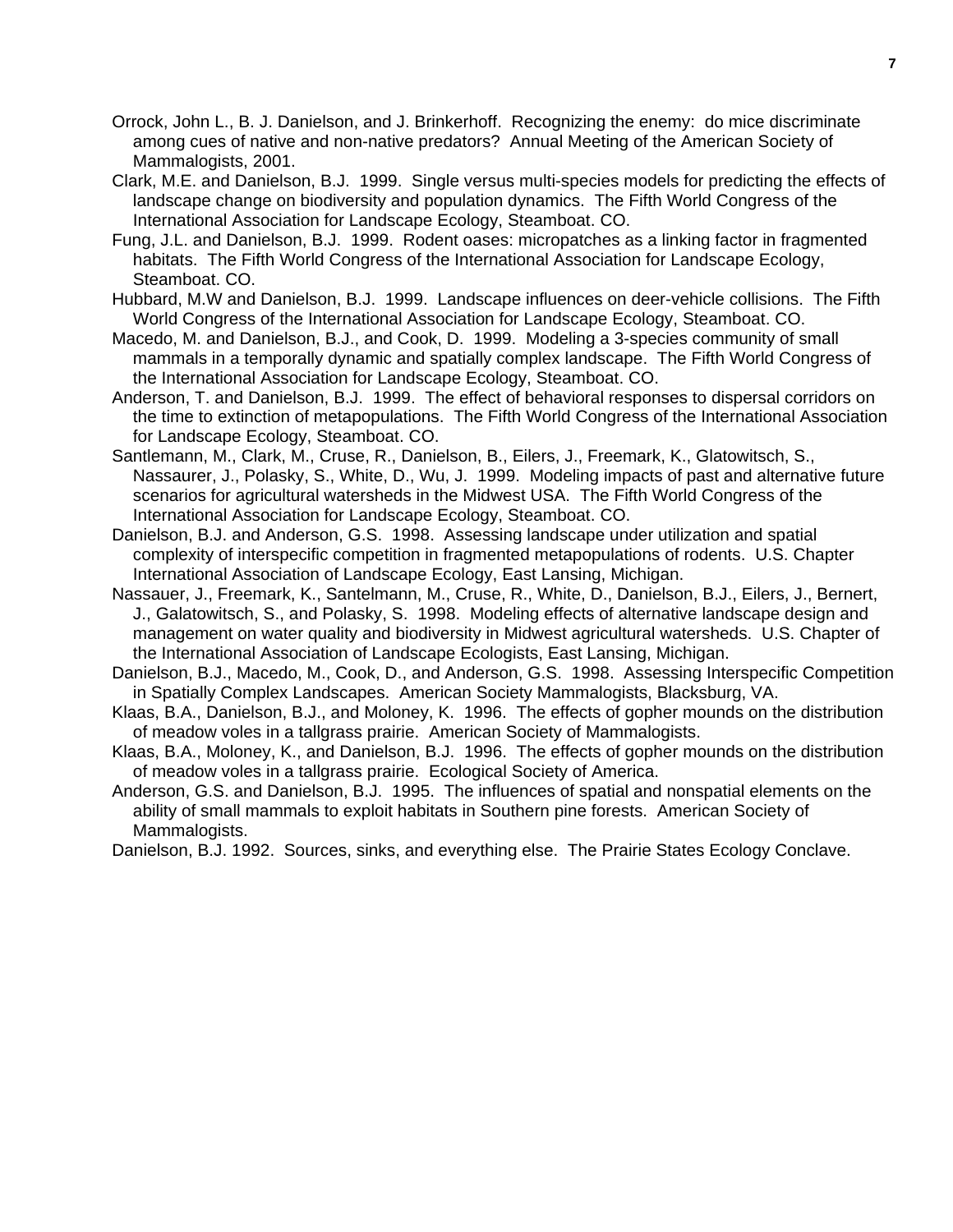Orrock, John L., B. J. Danielson, and J. Brinkerhoff. Recognizing the enemy: do mice discriminate among cues of native and non-native predators? Annual Meeting of the American Society of Mammalogists, 2001.

Clark, M.E. and Danielson, B.J. 1999. Single versus multi-species models for predicting the effects of landscape change on biodiversity and population dynamics. The Fifth World Congress of the International Association for Landscape Ecology, Steamboat. CO.

Fung, J.L. and Danielson, B.J. 1999. Rodent oases: micropatches as a linking factor in fragmented habitats. The Fifth World Congress of the International Association for Landscape Ecology, Steamboat. CO.

Hubbard, M.W and Danielson, B.J. 1999. Landscape influences on deer-vehicle collisions. The Fifth World Congress of the International Association for Landscape Ecology, Steamboat. CO.

Macedo, M. and Danielson, B.J., and Cook, D. 1999. Modeling a 3-species community of small mammals in a temporally dynamic and spatially complex landscape. The Fifth World Congress of the International Association for Landscape Ecology, Steamboat. CO.

Anderson, T. and Danielson, B.J. 1999. The effect of behavioral responses to dispersal corridors on the time to extinction of metapopulations. The Fifth World Congress of the International Association for Landscape Ecology, Steamboat. CO.

Santlemann, M., Clark, M., Cruse, R., Danielson, B., Eilers, J., Freemark, K., Glatowitsch, S., Nassaurer, J., Polasky, S., White, D., Wu, J. 1999. Modeling impacts of past and alternative future scenarios for agricultural watersheds in the Midwest USA. The Fifth World Congress of the International Association for Landscape Ecology, Steamboat. CO.

Danielson, B.J. and Anderson, G.S. 1998. Assessing landscape under utilization and spatial complexity of interspecific competition in fragmented metapopulations of rodents. U.S. Chapter International Association of Landscape Ecology, East Lansing, Michigan.

Nassauer, J., Freemark, K., Santelmann, M., Cruse, R., White, D., Danielson, B.J., Eilers, J., Bernert, J., Galatowitsch, S., and Polasky, S. 1998. Modeling effects of alternative landscape design and management on water quality and biodiversity in Midwest agricultural watersheds. U.S. Chapter of the International Association of Landscape Ecologists, East Lansing, Michigan.

Danielson, B.J., Macedo, M., Cook, D., and Anderson, G.S. 1998. Assessing Interspecific Competition in Spatially Complex Landscapes. American Society Mammalogists, Blacksburg, VA.

Klaas, B.A., Danielson, B.J., and Moloney, K. 1996. The effects of gopher mounds on the distribution of meadow voles in a tallgrass prairie. American Society of Mammalogists.

Klaas, B.A., Moloney, K., and Danielson, B.J. 1996. The effects of gopher mounds on the distribution of meadow voles in a tallgrass prairie. Ecological Society of America.

Anderson, G.S. and Danielson, B.J. 1995. The influences of spatial and nonspatial elements on the ability of small mammals to exploit habitats in Southern pine forests. American Society of Mammalogists.

Danielson, B.J. 1992. Sources, sinks, and everything else. The Prairie States Ecology Conclave.